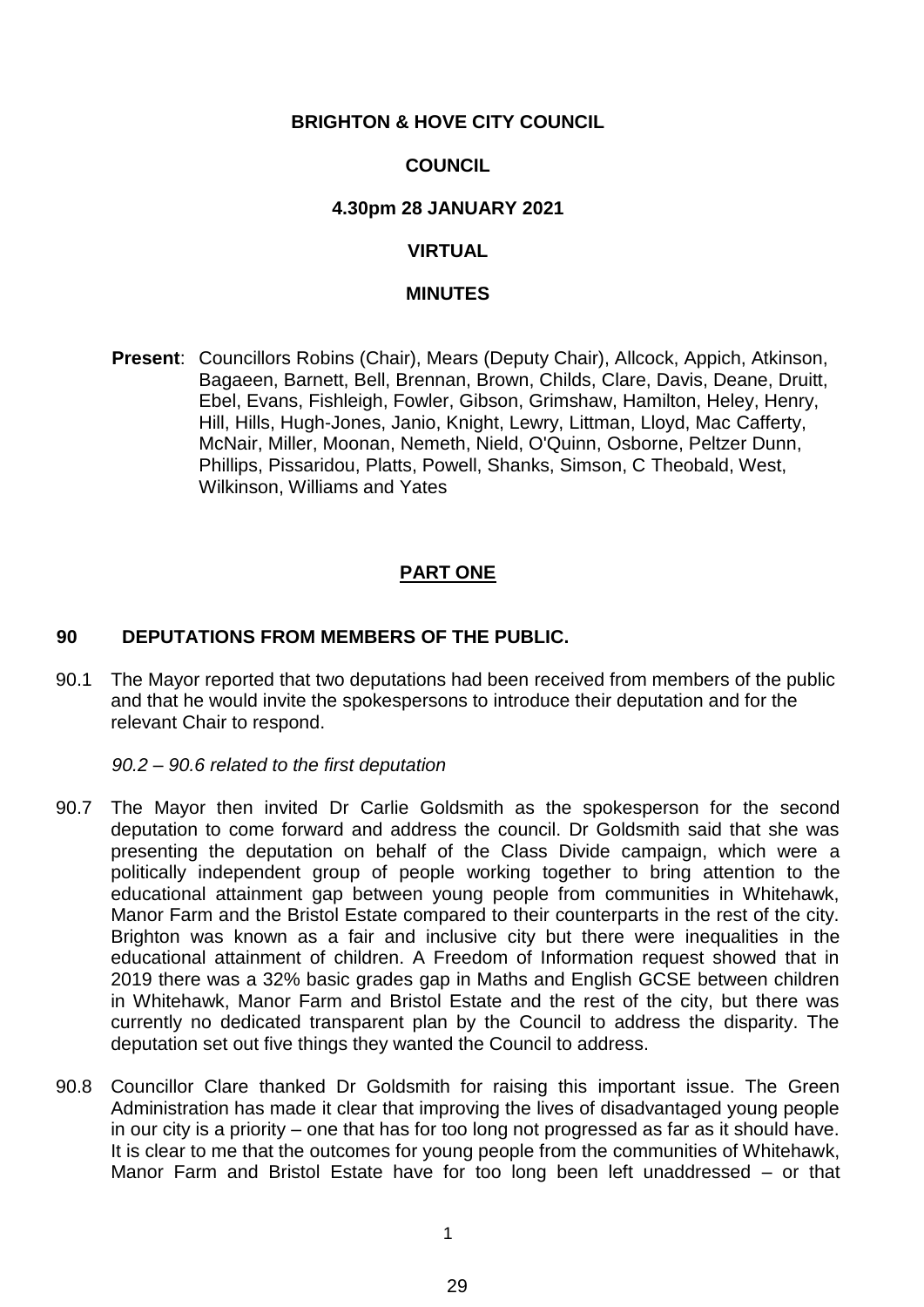**BRIGHTON & HOVE CITY COUNCIL**

**COUNCIL**

**4.30pm 28 JANUARY 2021**

**VIRTUAL**

**MINUTES**

**Present**: Councillors Robins (Chair), Mears (Deputy Chair), Allcock, Appich, Atkinson, Bagaeen, Barnett, Bell, Brennan, Brown, Childs, Clare, Davis, Deane, Druitt, Ebel, Evans, Fishleigh, Fowler, Gibson, Grimshaw, Hamilton, Heley, Henry, Hill, Hills, Hugh-Jones, Janio, Knight, Lewry, Littman, Lloyd, Mac Cafferty, McNair, Miller, Moonan, Nemeth, Nield, O'Quinn, Osborne, Peltzer Dunn, Phillips, Pissaridou, Platts, Powell, Shanks, Simson, C Theobald, West, Wilkinson, Williams and Yates

## PART ONE

### 90 DEPUTATIONS FROM MEMBERS OF THE PUBLIC.

90.1 The Mayor reported that two deputations had been received from members of the public and that he would invite the spokespersons to introduce their deputation and for the relevant Chair to respond.

*90.2 – 90.6 related to the first deputation*

90.7 The Mayor then invited Dr Carlie Goldsmith as the spokesperson for the second deputation to come forward and address the council. Dr Goldsmith said that she was presenting the deputation on behalf of the Class Divide campaign, which were a politically independent group of people working together to bring attention to the educational attainment gap between young people from communities in Whitehawk, Manor Farm and the Bristol Estate compared to their counterparts in the rest of the city. Brighton was known as a fair and inclusive city but there were inequalities in the educational attainment of children. A Freedom of Information request showed that in 2019 there was a 32% basic grades gap in Maths and English GCSE between children in Whitehawk, Manor Farm and Bristol Estate and the rest of the city, but there was currently no dedicated transparent plan by the Council to address the disparity. The deputation set out five things they wanted the Council to address.

90.8 Councillor Clare thanked Dr Goldsmith for raising this important issue. The Green Administration has made it clear that improving the lives of disadvantaged young people in our city is a priority – one that has for too long not progressed as far as it should have. It is clear to me that the outcomes for young people from the communities of Whitehawk, Manor Farm and Bristol Estate have for too long been left unaddressed – or that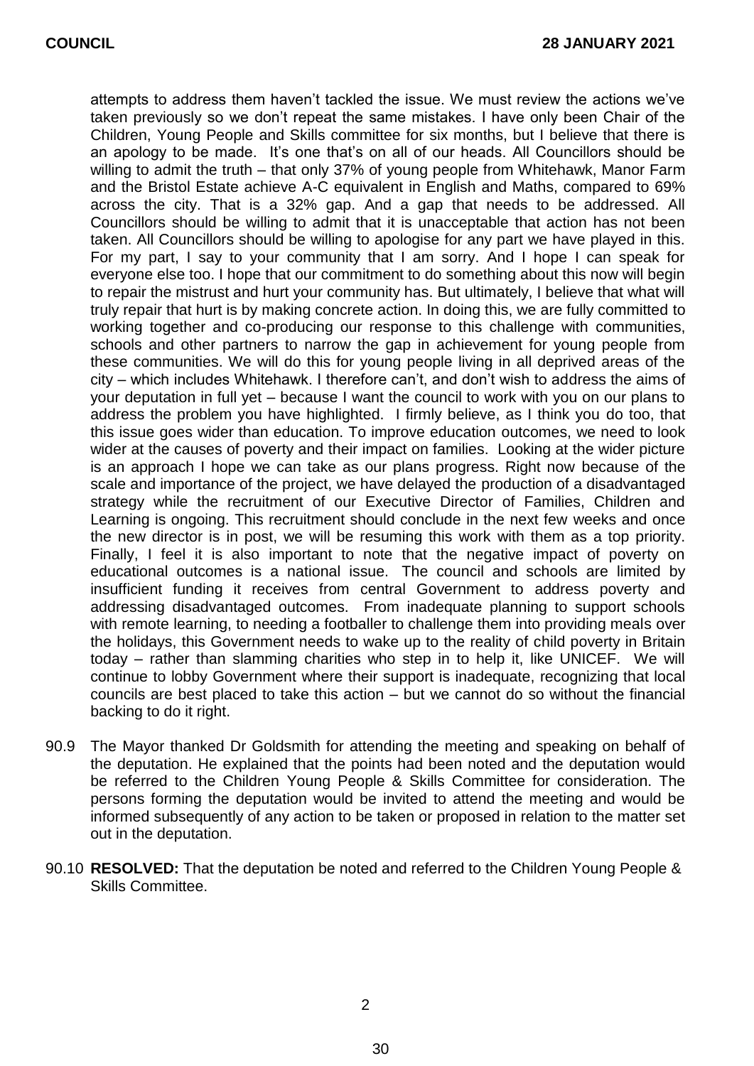attempts to address them haven't tackled the issue. We must review the actions we've taken previously so we don't repeat the same mistakes. I have only been Chair of the Children, Young People and Skills committee for six months, but I believe that there is an apology to be made. It's one that's on all of our heads. All Councillors should be willing to admit the truth – that only 37% of young people from Whitehawk, Manor Farm and the Bristol Estate achieve A-C equivalent in English and Maths, compared to 69% across the city. That is a 32% gap. And a gap that needs to be addressed. All Councillors should be willing to admit that it is unacceptable that action has not been taken. All Councillors should be willing to apologise for any part we have played in this. For my part, I say to your community that I am sorry. And I hope I can speak for everyone else too. I hope that our commitment to do something about this now will begin to repair the mistrust and hurt your community has. But ultimately, I believe that what will truly repair that hurt is by making concrete action. In doing this, we are fully committed to working together and co-producing our response to this challenge with communities, schools and other partners to narrow the gap in achievement for young people from these communities. We will do this for young people living in all deprived areas of the city – which includes Whitehawk. I therefore can't, and don't wish to address the aims of your deputation in full yet – because I want the council to work with you on our plans to address the problem you have highlighted. I firmly believe, as I think you do too, that this issue goes wider than education. To improve education outcomes, we need to look wider at the causes of poverty and their impact on families. Looking at the wider picture is an approach I hope we can take as our plans progress. Right now because of the scale and importance of the project, we have delayed the production of a disadvantaged strategy while the recruitment of our Executive Director of Families, Children and Learning is ongoing. This recruitment should conclude in the next few weeks and once the new director is in post, we will be resuming this work with them as a top priority. Finally, I feel it is also important to note that the negative impact of poverty on educational outcomes is a national issue. The council and schools are limited by insufficient funding it receives from central Government to address poverty and addressing disadvantaged outcomes. From inadequate planning to support schools with remote learning, to needing a footballer to challenge them into providing meals over the holidays, this Government needs to wake up to the reality of child poverty in Britain today – rather than slamming charities who step in to help it, like UNICEF. We will continue to lobby Government where their support is inadequate, recognizing that local councils are best placed to take this action – but we cannot do so without the financial backing to do it right.

90.9 The Mayor thanked Dr Goldsmith for attending the meeting and speaking on behalf of the deputation. He explained that the points had been noted and the deputation would be referred to the Children Young People & Skills Committee for consideration. The persons forming the deputation would be invited to attend the meeting and would be informed subsequently of any action to be taken or proposed in relation to the matter set out in the deputation.

90.10 **RESOLVED:** That the deputation be noted and referred to the Children Young People & Skills Committee.